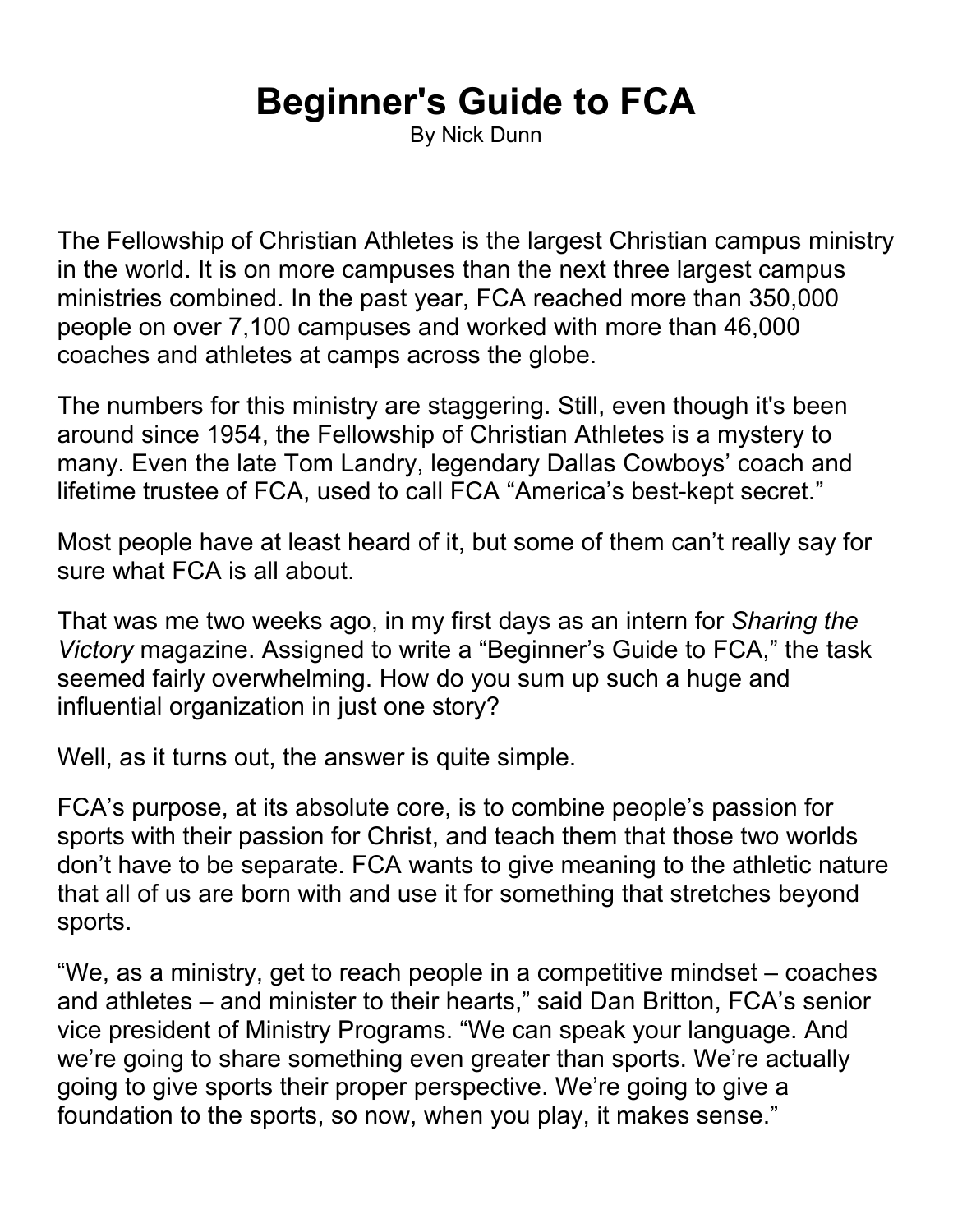# Beginner's Guide to FCA

By Nick Dunn

The Fellowship of Christian Athletes is the largest Christian campus ministry in the world. It is on more campuses than the next three largest campus ministries combined. In the past year, FCA reached more than 350,000 people on over 7,100 campuses and worked with more than 46,000 coaches and athletes at camps across the globe.

The numbers for this ministry are staggering. Still, even though it's been around since 1954, the Fellowship of Christian Athletes is a mystery to many. Even the late Tom Landry, legendary Dallas Cowboys' coach and lifetime trustee of FCA, used to call FCA "America's best-kept secret."

Most people have at least heard of it, but some of them can't really say for sure what FCA is all about.

That was me two weeks ago, in my first days as an intern for *Sharing the Victory* magazine. Assigned to write a "Beginner's Guide to FCA," the task seemed fairly overwhelming. How do you sum up such a huge and influential organization in just one story?

Well, as it turns out, the answer is quite simple.

FCA's purpose, at its absolute core, is to combine people's passion for sports with their passion for Christ, and teach them that those two worlds don't have to be separate. FCA wants to give meaning to the athletic nature that all of us are born with and use it for something that stretches beyond sports.

"We, as a ministry, get to reach people in a competitive mindset – coaches and athletes – and minister to their hearts," said Dan Britton, FCA's senior vice president of Ministry Programs. "We can speak your language. And we're going to share something even greater than sports. We're actually going to give sports their proper perspective. We're going to give a foundation to the sports, so now, when you play, it makes sense."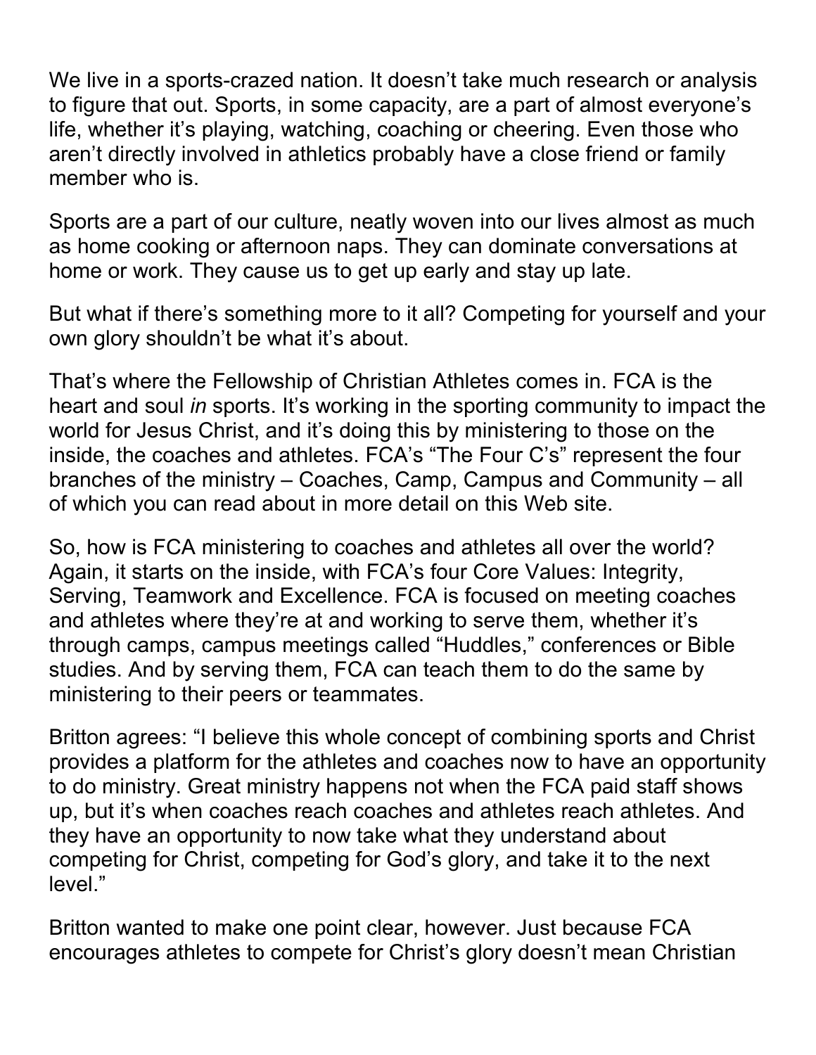We live in a sports-crazed nation. It doesn't take much research or analysis to figure that out. Sports, in some capacity, are a part of almost everyone's life, whether it's playing, watching, coaching or cheering. Even those who aren't directly involved in athletics probably have a close friend or family member who is.

Sports are a part of our culture, neatly woven into our lives almost as much as home cooking or afternoon naps. They can dominate conversations at home or work. They cause us to get up early and stay up late.

But what if there's something more to it all? Competing for yourself and your own glory shouldn't be what it's about.

That's where the Fellowship of Christian Athletes comes in. FCA is the heart and soul *in* sports. It's working in the sporting community to impact the world for Jesus Christ, and it's doing this by ministering to those on the inside, the coaches and athletes. FCA's "The Four C's" represent the four branches of the ministry – Coaches, Camp, Campus and Community – all of which you can read about in more detail on this Web site.

So, how is FCA ministering to coaches and athletes all over the world? Again, it starts on the inside, with FCA's four Core Values: Integrity, Serving, Teamwork and Excellence. FCA is focused on meeting coaches and athletes where they're at and working to serve them, whether it's through camps, campus meetings called "Huddles," conferences or Bible studies. And by serving them, FCA can teach them to do the same by ministering to their peers or teammates.

Britton agrees: "I believe this whole concept of combining sports and Christ provides a platform for the athletes and coaches now to have an opportunity to do ministry. Great ministry happens not when the FCA paid staff shows up, but it's when coaches reach coaches and athletes reach athletes. And they have an opportunity to now take what they understand about competing for Christ, competing for God's glory, and take it to the next level."

Britton wanted to make one point clear, however. Just because FCA encourages athletes to compete for Christ's glory doesn't mean Christian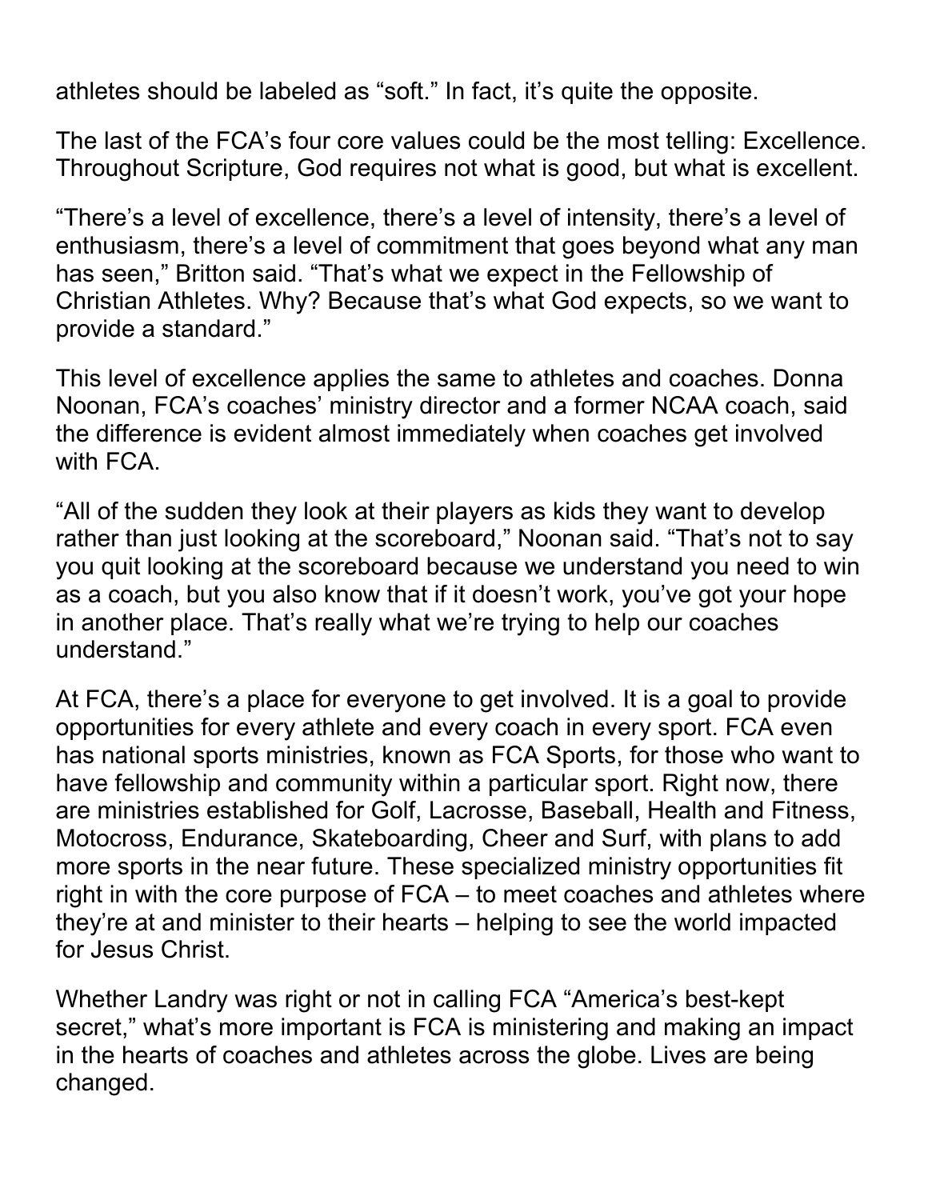athletes should be labeled as "soft." In fact, it's quite the opposite.

The last of the FCA's four core values could be the most telling: Excellence. Throughout Scripture, God requires not what is good, but what is excellent.

"There's a level of excellence, there's a level of intensity, there's a level of enthusiasm, there's a level of commitment that goes beyond what any man has seen," Britton said. "That's what we expect in the Fellowship of Christian Athletes. Why? Because that's what God expects, so we want to provide a standard."

This level of excellence applies the same to athletes and coaches. Donna Noonan, FCA's coaches' ministry director and a former NCAA coach, said the difference is evident almost immediately when coaches get involved with FCA.

"All of the sudden they look at their players as kids they want to develop rather than just looking at the scoreboard," Noonan said. "That's not to say you quit looking at the scoreboard because we understand you need to win as a coach, but you also know that if it doesn't work, you've got your hope in another place. That's really what we're trying to help our coaches understand."

At FCA, there's a place for everyone to get involved. It is a goal to provide opportunities for every athlete and every coach in every sport. FCA even has national sports ministries, known as FCA Sports, for those who want to have fellowship and community within a particular sport. Right now, there are ministries established for Golf, Lacrosse, Baseball, Health and Fitness, Motocross, Endurance, Skateboarding, Cheer and Surf, with plans to add more sports in the near future. These specialized ministry opportunities fit right in with the core purpose of FCA – to meet coaches and athletes where they're at and minister to their hearts – helping to see the world impacted for Jesus Christ.

Whether Landry was right or not in calling FCA "America's best-kept secret," what's more important is FCA is ministering and making an impact in the hearts of coaches and athletes across the globe. Lives are being changed.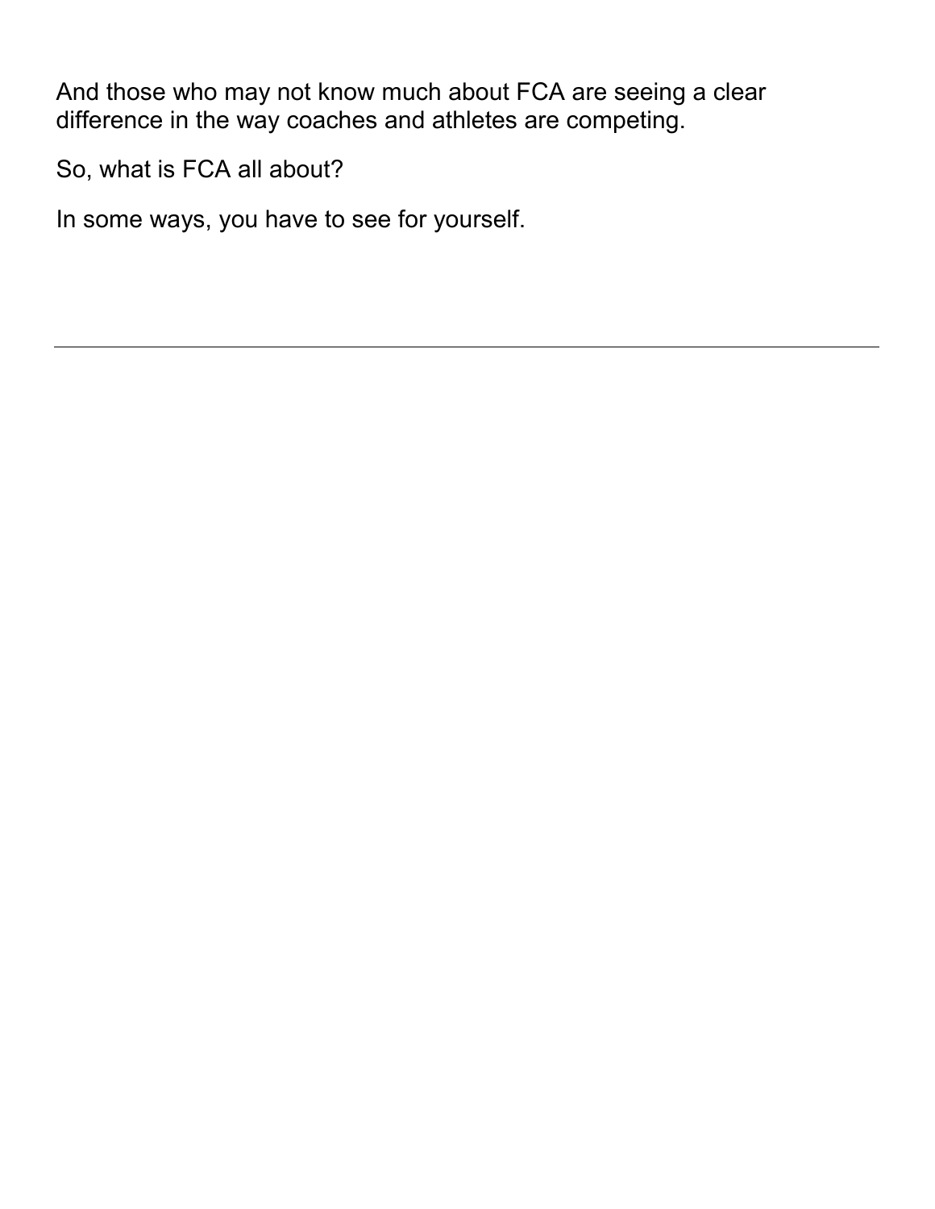And those who may not know much about FCA are seeing a clear difference in the way coaches and athletes are competing.

So, what is FCA all about?

In some ways, you have to see for yourself.

---